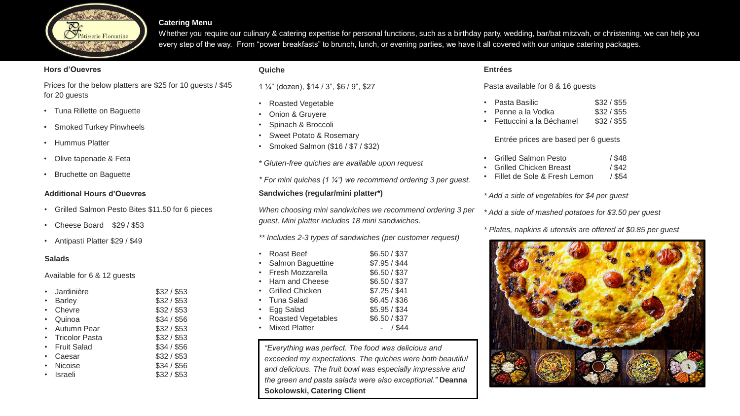# Catering Menu

Whether you require our culinary & catering expertise for personal functions, such as a birthday party, wedding, bar/bat mitzvah, or christening, we can help you every step of the way. From "power breakfasts" to brunch, lunch, or evening parties, we have it all covered with our unique catering packages.

## Hors d'Ouevres

Prices for the below platters are $25 for 10 guests / $45 for 20 guests

- Tuna Rillette on Baguette
- Smoked Turkey Pinwheels
- Hummus Platter
- Olive tapenade & Feta
- Bruchette on Baguette

## Additional Hours d'Ouevres

- Grilled Salmon Pesto Bites $11.50 for 6 pieces
- Cheese Board $29 / $53
- Antipasti Platter $29 / $49

## Salads

Available for 6 & 12 guests

| Salad | Price |
| --- | --- |
| Jardinière | $32 / $53 |
| Barley | $32 / $53 |
| Chevre | $32 / $53 |
| Quinoa | $34 / $56 |
| Autumn Pear | $32 / $53 |
| Tricolor Pasta | $32 / $53 |
| Fruit Salad | $34 / $56 |
| Caesar | $32 / $53 |
| Nicoise | $34 / $56 |
| Israeli | $32 / $53 |

## Quiche

1 ¼" (dozen), $14 / 3", $6 / 9", $27

- Roasted Vegetable
- Onion & Gruyere
- Spinach & Broccoli
- Sweet Potato & Rosemary
- Smoked Salmon ($16 / $7 / $32)

*\* Gluten-free quiches are available upon request*

*\* For mini quiches (1 ¼") we recommend ordering 3 per guest.*

## Sandwiches (regular/mini platter*)

*When choosing mini sandwiches we recommend ordering 3 per guest. Mini platter includes 18 mini sandwiches.*

*\*\* Includes 2-3 types of sandwiches (per customer request)*

| Sandwich | Price |
| --- | --- |
| Roast Beef | $6.50 / $37 |
| Salmon Baguettine | $7.95 / $44 |
| Fresh Mozzarella | $6.50 / $37 |
| Ham and Cheese | $6.50 / $37 |
| Grilled Chicken | $7.25 / $41 |
| Tuna Salad | $6.45 / $36 |
| Egg Salad | $5.95 / $34 |
| Roasted Vegetables | $6.50 / $37 |
| Mixed Platter | - / $44 |

> *"Everything was perfect. The food was delicious and exceeded my expectations. The quiches were both beautiful and delicious. The fruit bowl was especially impressive and the green and pasta salads were also exceptional."* **Deanna Sokolowski, Catering Client**

## Entrées

Pasta available for 8 & 16 guests

| Pasta | Price |
| --- | --- |
| Pasta Basilic | $32 / $55 |
| Penne a la Vodka | $32 / $55 |
| Fettuccini a la Béchamel | $32 / $55 |

Entrée prices are based per 6 guests

| Entrée | Price |
| --- | --- |
| Grilled Salmon Pesto | / $48 |
| Grilled Chicken Breast | / $42 |
| Fillet de Sole & Fresh Lemon | / $54 |

*\* Add a side of vegetables for $4 per guest*

*\* Add a side of mashed potatoes for $3.50 per guest*

*\* Plates, napkins & utensils are offered at $0.85 per guest*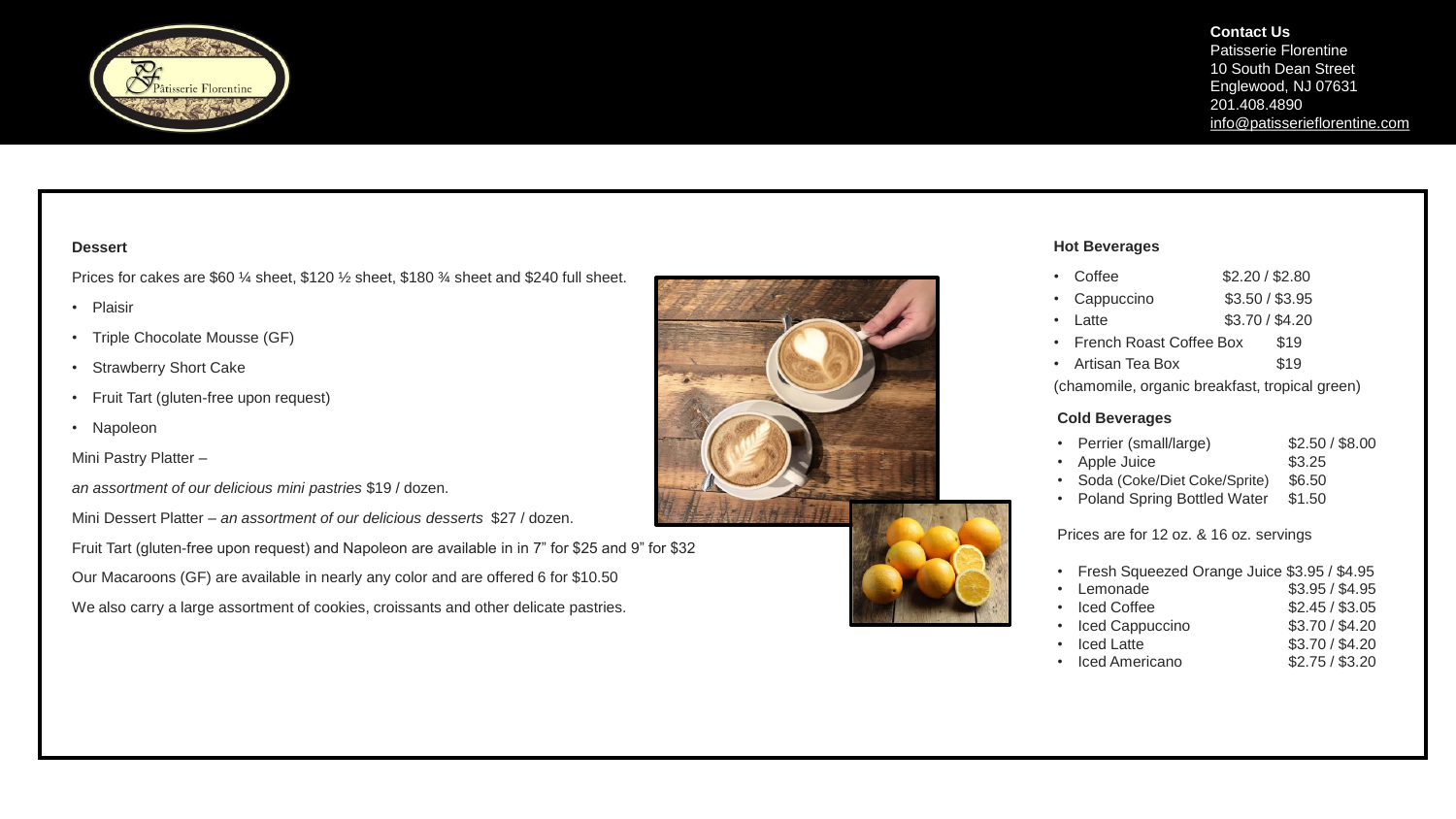**Contact Us**
Patisserie Florentine
10 South Dean Street
Englewood, NJ 07631
201.408.4890
info@patisserieflorentine.com

### Dessert

Prices for cakes are $60 ¼ sheet, $120 ½ sheet, $180 ¾ sheet and $240 full sheet.

- Plaisir
- Triple Chocolate Mousse (GF)
- Strawberry Short Cake
- Fruit Tart (gluten-free upon request)
- Napoleon

Mini Pastry Platter –

*an assortment of our delicious mini pastries* $19 / dozen.

Mini Dessert Platter – *an assortment of our delicious desserts* $27 / dozen.

Fruit Tart (gluten-free upon request) and Napoleon are available in in 7" for $25 and 9" for $32

Our Macaroons (GF) are available in nearly any color and are offered 6 for $10.50

We also carry a large assortment of cookies, croissants and other delicate pastries.

### Hot Beverages

- Coffee $2.20 / $2.80
- Cappuccino $3.50 / $3.95
- Latte $3.70 / $4.20
- French Roast Coffee Box $19
- Artisan Tea Box $19

(chamomile, organic breakfast, tropical green)

### Cold Beverages

- Perrier (small/large) $2.50 / $8.00
- Apple Juice $3.25
- Soda (Coke/Diet Coke/Sprite) $6.50
- Poland Spring Bottled Water $1.50

Prices are for 12 oz. & 16 oz. servings

- Fresh Squeezed Orange Juice $3.95 / $4.95
- Lemonade $3.95 / $4.95
- Iced Coffee $2.45 / $3.05
- Iced Cappuccino $3.70 / $4.20
- Iced Latte $3.70 / $4.20
- Iced Americano $2.75 / $3.20